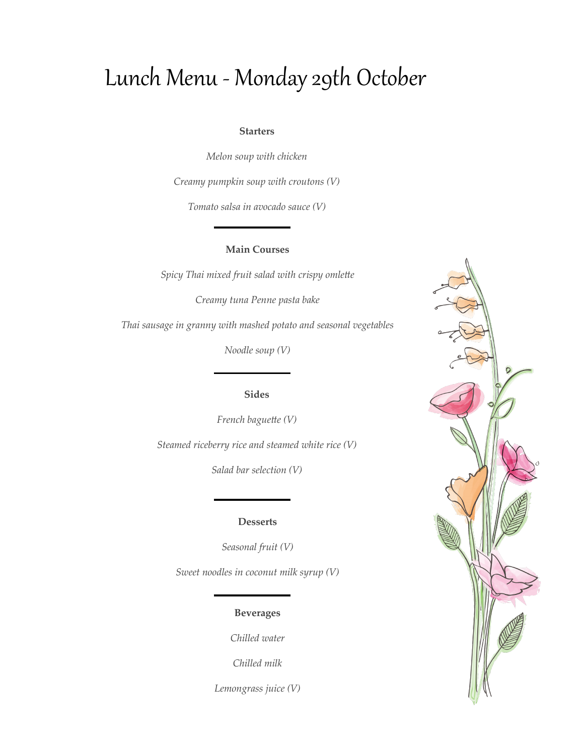# Lunch Menu - Monday 29th October

**Starters**

*Melon soup with chicken*

*Creamy pumpkin soup with croutons (V)*

*Tomato salsa in avocado sauce (V)*

---

**Main Courses**

*Spicy Thai mixed fruit salad with crispy omlette*

*Creamy tuna Penne pasta bake*

*Thai sausage in granny with mashed potato and seasonal vegetables*

*Noodle soup (V)*

---

**Sides**

*French baguette (V)*

*Steamed riceberry rice and steamed white rice (V)*

*Salad bar selection (V)*

---

**Desserts**

*Seasonal fruit (V)*

*Sweet noodles in coconut milk syrup (V)*

---

**Beverages**

*Chilled water*

*Chilled milk*

*Lemongrass juice (V)*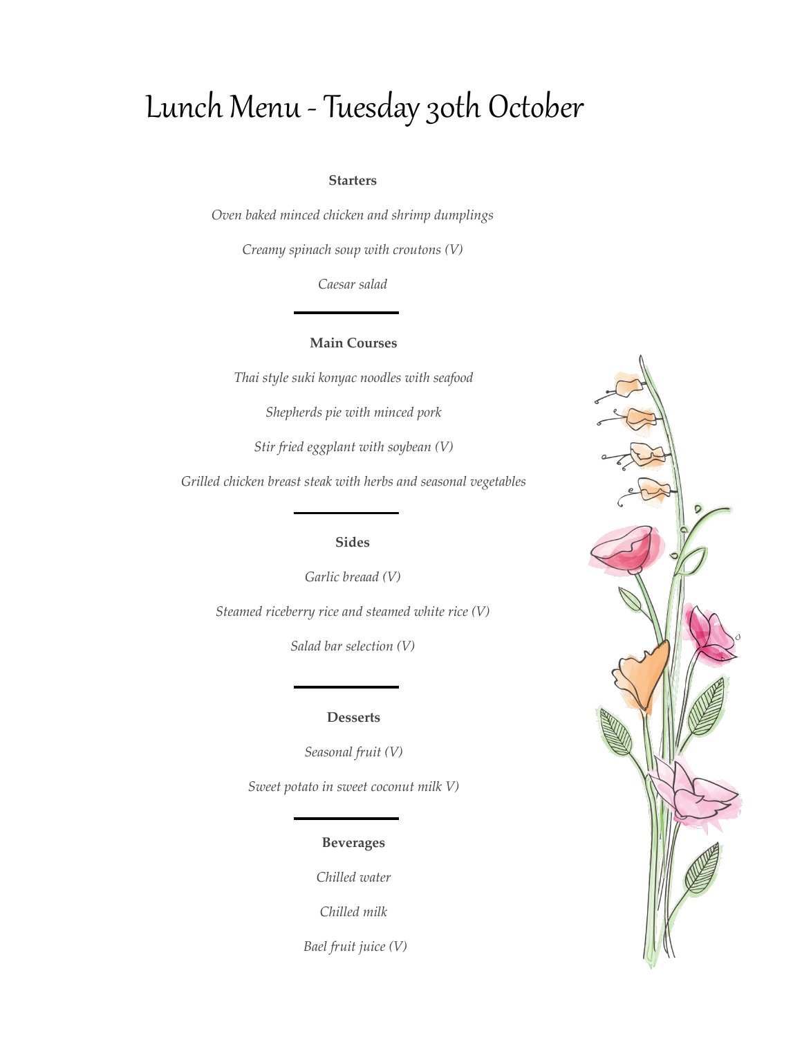# Lunch Menu - Tuesday 30th October

**Starters**

*Oven baked minced chicken and shrimp dumplings*

*Creamy spinach soup with croutons (V)*

*Caesar salad*

---

**Main Courses**

*Thai style suki konyac noodles with seafood*

*Shepherds pie with minced pork*

*Stir fried eggplant with soybean (V)*

*Grilled chicken breast steak with herbs and seasonal vegetables*

---

**Sides**

*Garlic breaad (V)*

*Steamed riceberry rice and steamed white rice (V)*

*Salad bar selection (V)*

---

**Desserts**

*Seasonal fruit (V)*

*Sweet potato in sweet coconut milk V)*

---

**Beverages**

*Chilled water*

*Chilled milk*

*Bael fruit juice (V)*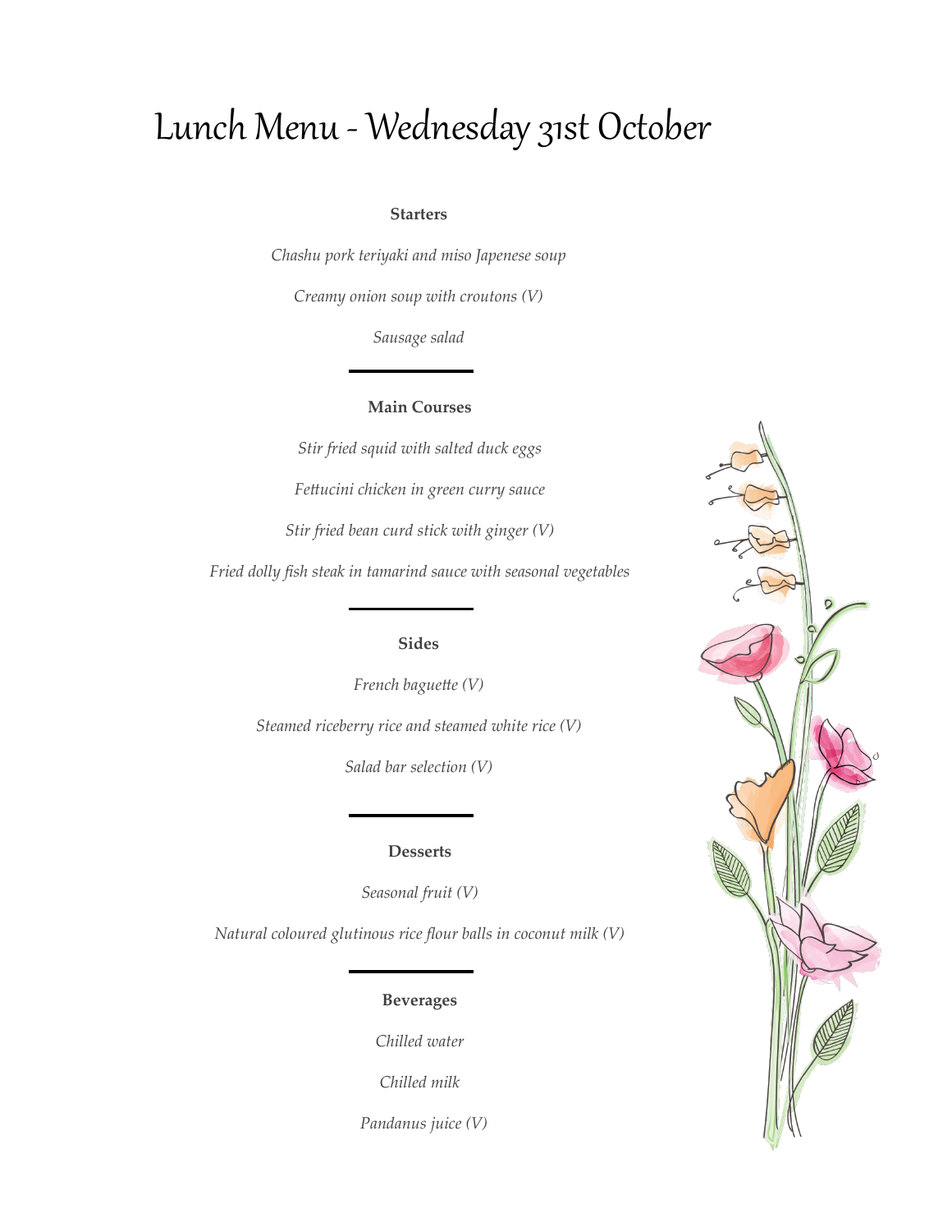# Lunch Menu - Wednesday 31st October

**Starters**

*Chashu pork teriyaki and miso Japenese soup*

*Creamy onion soup with croutons (V)*

*Sausage salad*

---

**Main Courses**

*Stir fried squid with salted duck eggs*

*Fettucini chicken in green curry sauce*

*Stir fried bean curd stick with ginger (V)*

*Fried dolly fish steak in tamarind sauce with seasonal vegetables*

---

**Sides**

*French baguette (V)*

*Steamed riceberry rice and steamed white rice (V)*

*Salad bar selection (V)*

---

**Desserts**

*Seasonal fruit (V)*

*Natural coloured glutinous rice flour balls in coconut milk (V)*

---

**Beverages**

*Chilled water*

*Chilled milk*

*Pandanus juice (V)*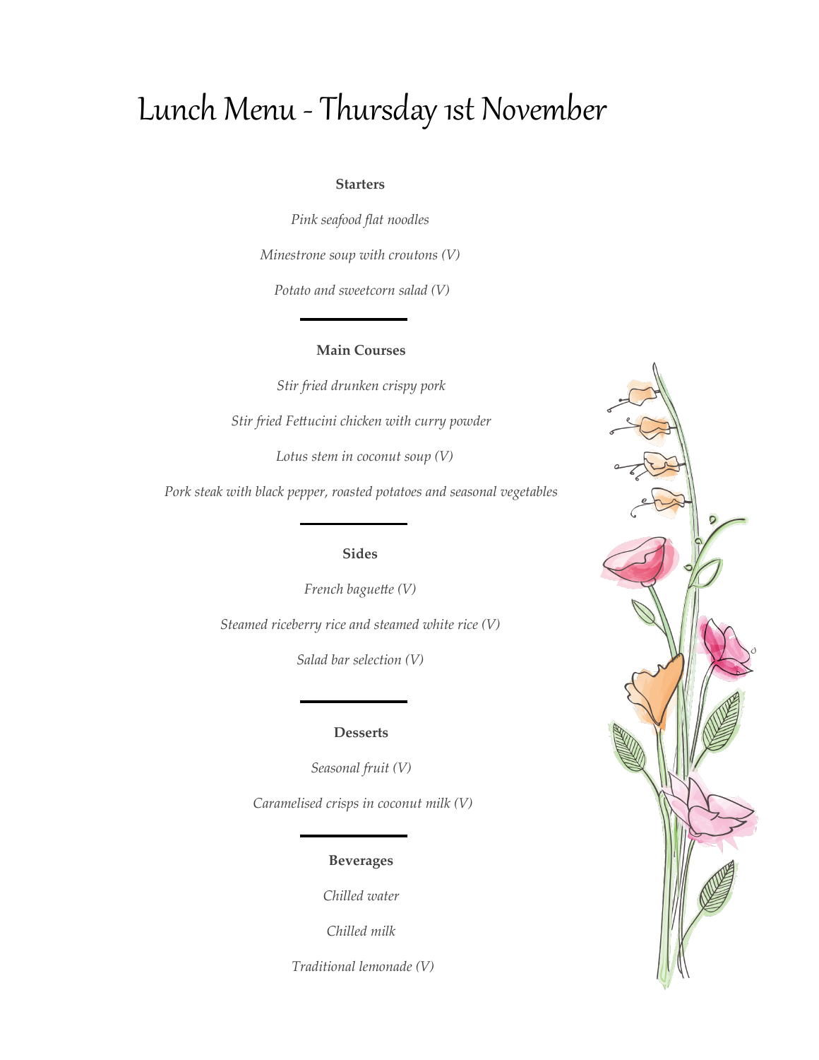# Lunch Menu - Thursday 1st November

## Starters

*Pink seafood flat noodles*

*Minestrone soup with croutons (V)*

*Potato and sweetcorn salad (V)*

---

## Main Courses

*Stir fried drunken crispy pork*

*Stir fried Fettucini chicken with curry powder*

*Lotus stem in coconut soup (V)*

*Pork steak with black pepper, roasted potatoes and seasonal vegetables*

---

## Sides

*French baguette (V)*

*Steamed riceberry rice and steamed white rice (V)*

*Salad bar selection (V)*

---

## Desserts

*Seasonal fruit (V)*

*Caramelised crisps in coconut milk (V)*

---

## Beverages

*Chilled water*

*Chilled milk*

*Traditional lemonade (V)*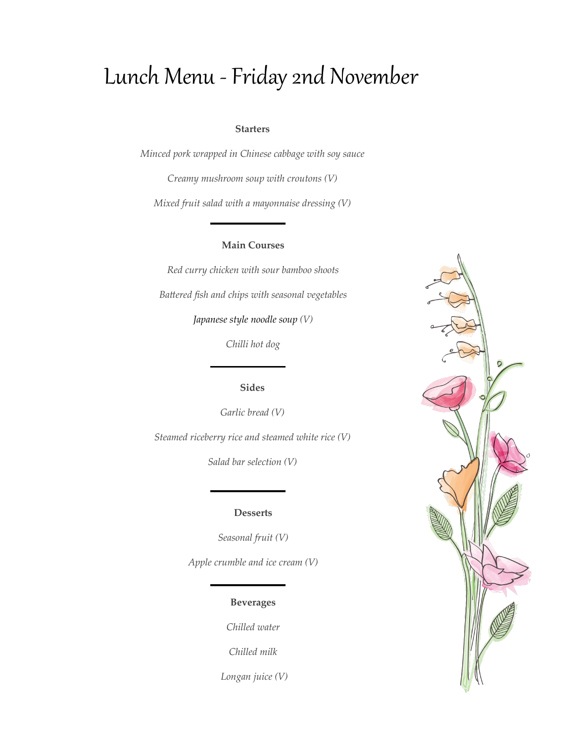# Lunch Menu - Friday 2nd November

**Starters**

*Minced pork wrapped in Chinese cabbage with soy sauce*

*Creamy mushroom soup with croutons (V)*

*Mixed fruit salad with a mayonnaise dressing (V)*

---

**Main Courses**

*Red curry chicken with sour bamboo shoots*

*Battered fish and chips with seasonal vegetables*

*Japanese style noodle soup (V)*

*Chilli hot dog*

---

**Sides**

*Garlic bread (V)*

*Steamed riceberry rice and steamed white rice (V)*

*Salad bar selection (V)*

---

**Desserts**

*Seasonal fruit (V)*

*Apple crumble and ice cream (V)*

---

**Beverages**

*Chilled water*

*Chilled milk*

*Longan juice (V)*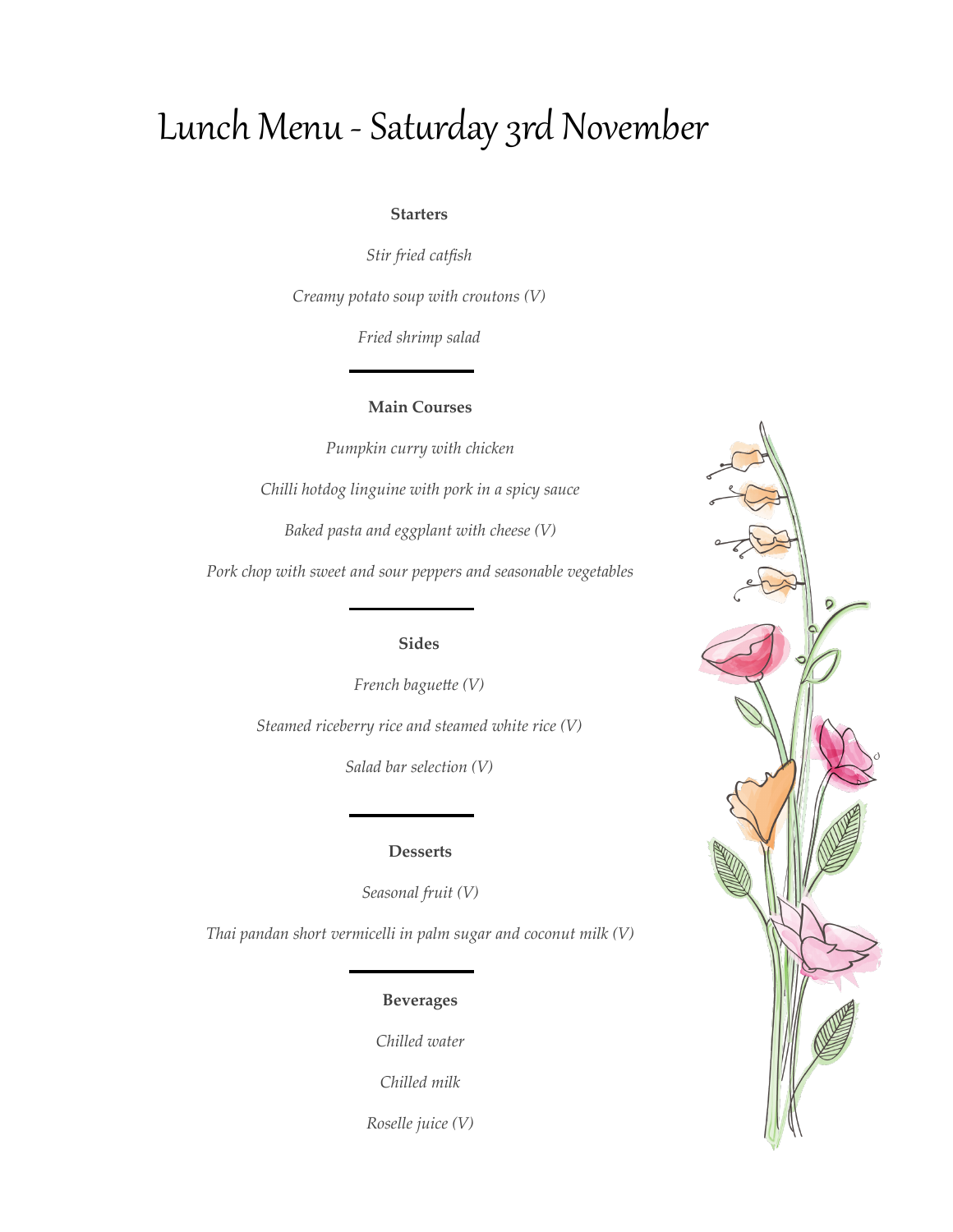# Lunch Menu - Saturday 3rd November

**Starters**

*Stir fried catfish*

*Creamy potato soup with croutons (V)*

*Fried shrimp salad*

---

**Main Courses**

*Pumpkin curry with chicken*

*Chilli hotdog linguine with pork in a spicy sauce*

*Baked pasta and eggplant with cheese (V)*

*Pork chop with sweet and sour peppers and seasonable vegetables*

---

**Sides**

*French baguette (V)*

*Steamed riceberry rice and steamed white rice (V)*

*Salad bar selection (V)*

---

**Desserts**

*Seasonal fruit (V)*

*Thai pandan short vermicelli in palm sugar and coconut milk (V)*

---

**Beverages**

*Chilled water*

*Chilled milk*

*Roselle juice (V)*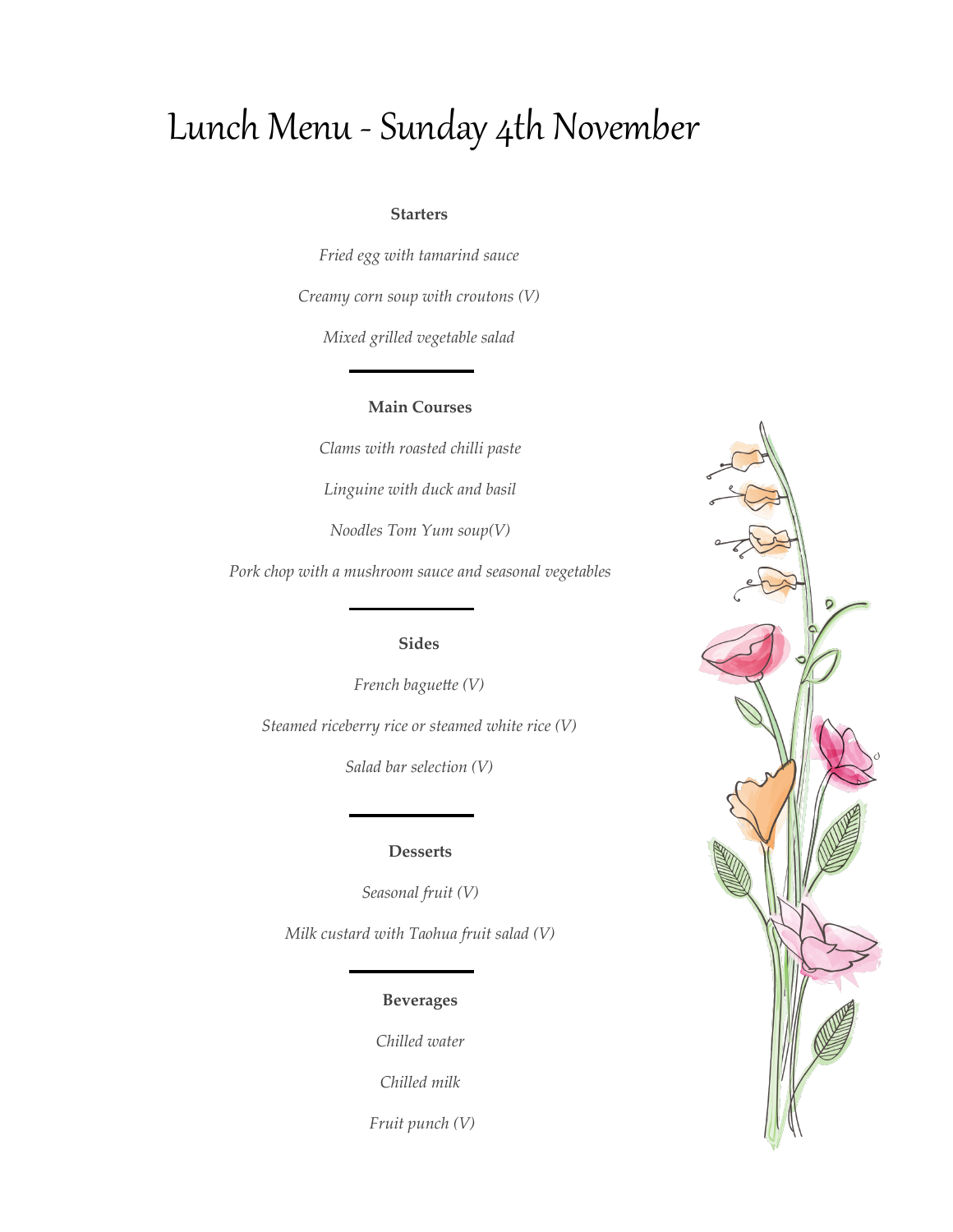# Lunch Menu - Sunday 4th November

**Starters**

*Fried egg with tamarind sauce*

*Creamy corn soup with croutons (V)*

*Mixed grilled vegetable salad*

---

**Main Courses**

*Clams with roasted chilli paste*

*Linguine with duck and basil*

*Noodles Tom Yum soup(V)*

*Pork chop with a mushroom sauce and seasonal vegetables*

---

**Sides**

*French baguette (V)*

*Steamed riceberry rice or steamed white rice (V)*

*Salad bar selection (V)*

---

**Desserts**

*Seasonal fruit (V)*

*Milk custard with Taohua fruit salad (V)*

---

**Beverages**

*Chilled water*

*Chilled milk*

*Fruit punch (V)*